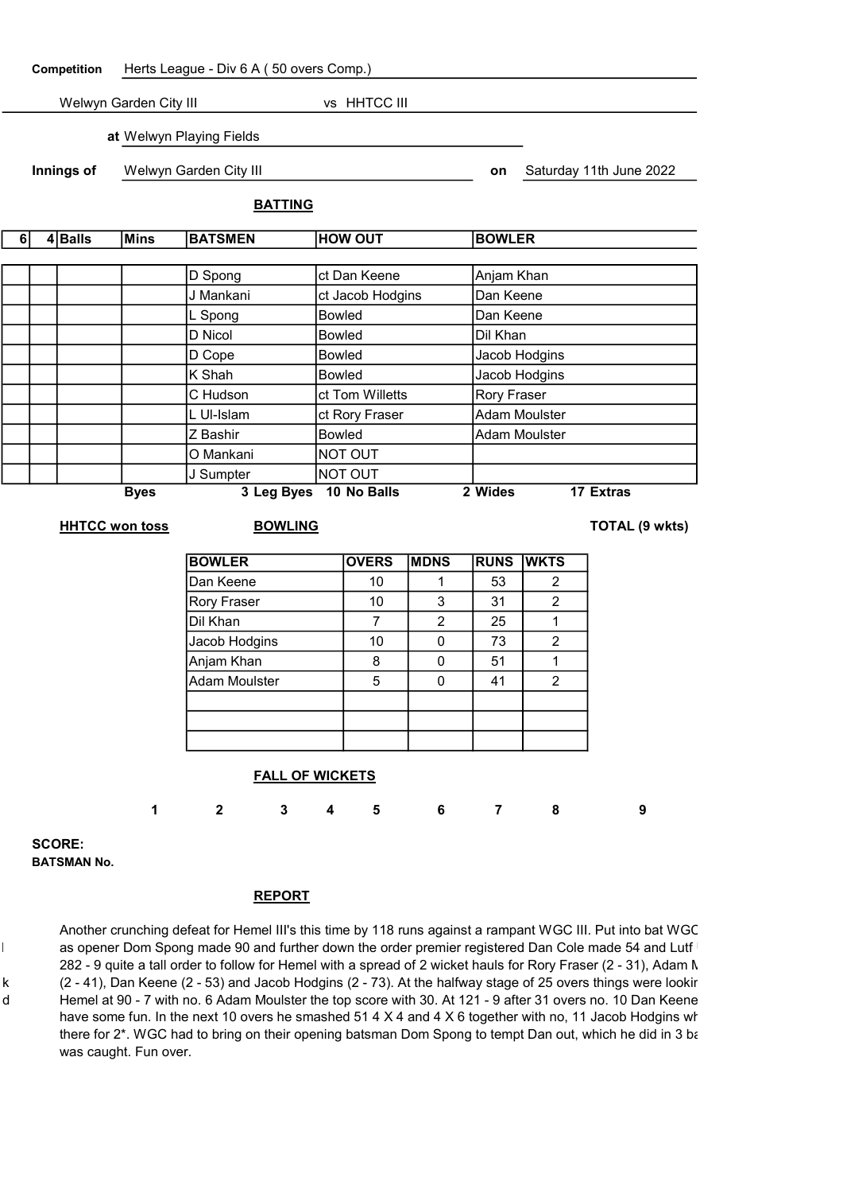**Competition** Herts League - Div 6 A ( 50 overs Comp.)

Welwyn Garden City III vs HHTCC III

**at** Welwyn Playing Fields

**Innings of** Welwyn Garden City III **on** Saturday 11th June 2022

## BATTING

| 6 | 4 | Balls | Mins | BATSMEN | HOW OUT | BOWLER |
|---|---|---|---|---|---|---|
| | | | | D Spong | ct Dan Keene | Anjam Khan |
| | | | | J Mankani | ct Jacob Hodgins | Dan Keene |
| | | | | L Spong | Bowled | Dan Keene |
| | | | | D Nicol | Bowled | Dil Khan |
| | | | | D Cope | Bowled | Jacob Hodgins |
| | | | | K Shah | Bowled | Jacob Hodgins |
| | | | | C Hudson | ct Tom Willetts | Rory Fraser |
| | | | | L Ul-Islam | ct Rory Fraser | Adam Moulster |
| | | | | Z Bashir | Bowled | Adam Moulster |
| | | | | O Mankani | NOT OUT | |
| | | | | J Sumpter | NOT OUT | |

**Byes** 3 **Leg Byes** 10 **No Balls** 2 **Wides** 17 **Extras**

**HHTCC won toss**

## BOWLING

**TOTAL (9 wkts)**

| BOWLER | OVERS | MDNS | RUNS | WKTS |
|---|---|---|---|---|
| Dan Keene | 10 | 1 | 53 | 2 |
| Rory Fraser | 10 | 3 | 31 | 2 |
| Dil Khan | 7 | 2 | 25 | 1 |
| Jacob Hodgins | 10 | 0 | 73 | 2 |
| Anjam Khan | 8 | 0 | 51 | 1 |
| Adam Moulster | 5 | 0 | 41 | 2 |
| | | | | |
| | | | | |
| | | | | |

## FALL OF WICKETS

| | 1 | 2 | 3 | 4 | 5 | 6 | 7 | 8 | 9 |
|---|---|---|---|---|---|---|---|---|---|
| **SCORE:** | | | | | | | | | |
| **BATSMAN No.** | | | | | | | | | |

## REPORT

Another crunching defeat for Hemel III's this time by 118 runs against a rampant WGC III. Put into bat WGC as opener Dom Spong made 90 and further down the order premier registered Dan Cole made 54 and Lutf 282 - 9 quite a tall order to follow for Hemel with a spread of 2 wicket hauls for Rory Fraser (2 - 31), Adam M (2 - 41), Dan Keene (2 - 53) and Jacob Hodgins (2 - 73). At the halfway stage of 25 overs things were lookir Hemel at 90 - 7 with no. 6 Adam Moulster the top score with 30. At 121 - 9 after 31 overs no. 10 Dan Keene have some fun. In the next 10 overs he smashed 51 4 X 4 and 4 X 6 together with no, 11 Jacob Hodgins wh there for 2*. WGC had to bring on their opening batsman Dom Spong to tempt Dan out, which he did in 3 ba was caught. Fun over.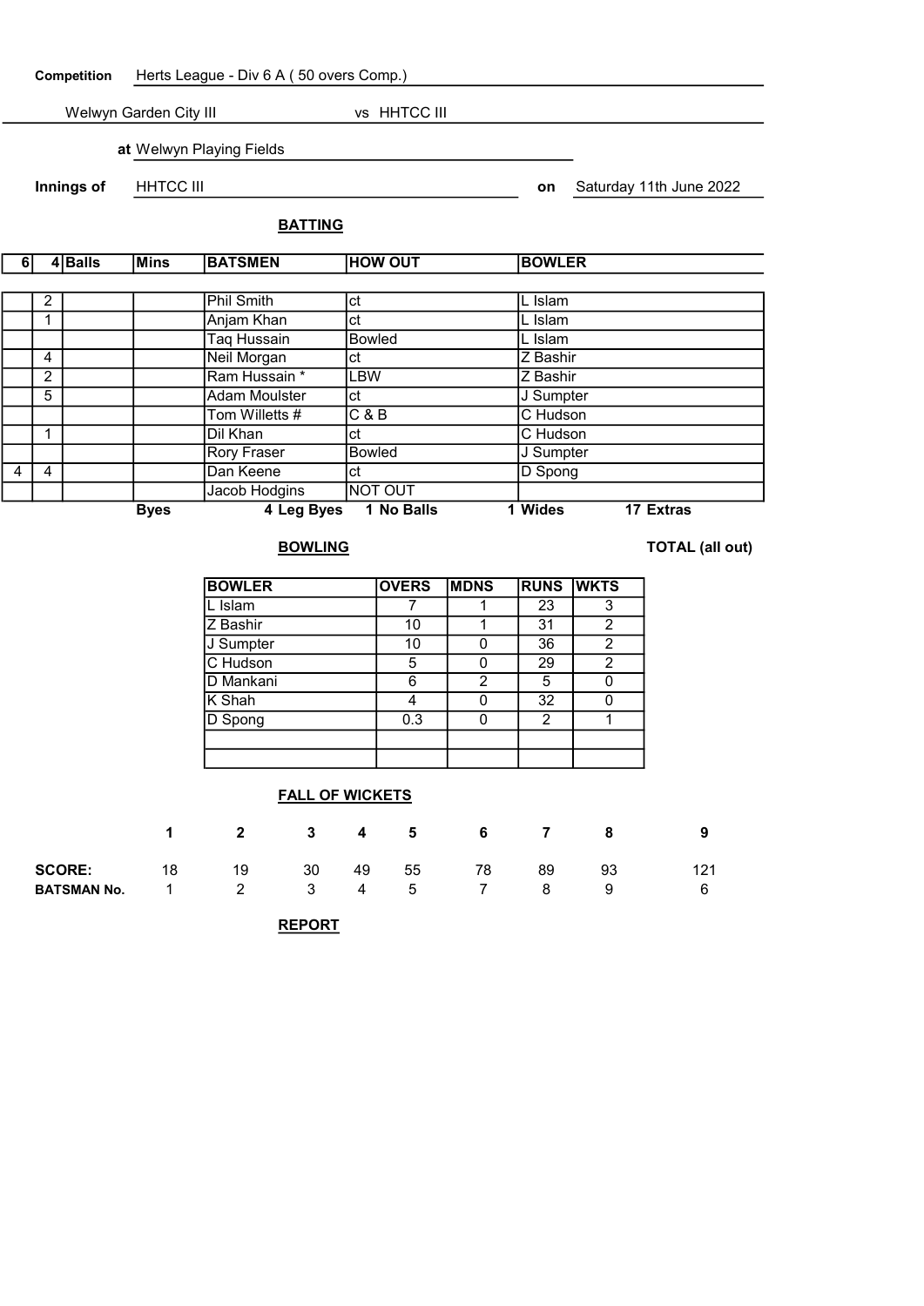**Competition** Herts League - Div 6 A ( 50 overs Comp.)

Welwyn Garden City III vs HHTCC III

**at** Welwyn Playing Fields

**Innings of** HHTCC III **on** Saturday 11th June 2022

## BATTING

| 6 | 4 | Balls | Mins | BATSMEN | HOW OUT | BOWLER |
|---|---|---|---|---|---|---|
| | 2 | | | Phil Smith | ct | L Islam |
| | 1 | | | Anjam Khan | ct | L Islam |
| | | | | Taq Hussain | Bowled | L Islam |
| | 4 | | | Neil Morgan | ct | Z Bashir |
| | 2 | | | Ram Hussain * | LBW | Z Bashir |
| | 5 | | | Adam Moulster | ct | J Sumpter |
| | | | | Tom Willetts # | C & B | C Hudson |
| | 1 | | | Dil Khan | ct | C Hudson |
| | | | | Rory Fraser | Bowled | J Sumpter |
| 4 | 4 | | | Dan Keene | ct | D Spong |
| | | | | Jacob Hodgins | NOT OUT | |

**Byes** 4 **Leg Byes** 1 **No Balls** 1 **Wides** 17 **Extras**

## BOWLING

**TOTAL (all out)**

| BOWLER | OVERS | MDNS | RUNS | WKTS |
|---|---|---|---|---|
| L Islam | 7 | 1 | 23 | 3 |
| Z Bashir | 10 | 1 | 31 | 2 |
| J Sumpter | 10 | 0 | 36 | 2 |
| C Hudson | 5 | 0 | 29 | 2 |
| D Mankani | 6 | 2 | 5 | 0 |
| K Shah | 4 | 0 | 32 | 0 |
| D Spong | 0.3 | 0 | 2 | 1 |
| | | | | |
| | | | | |

## FALL OF WICKETS

| | 1 | 2 | 3 | 4 | 5 | 6 | 7 | 8 | 9 |
|---|---|---|---|---|---|---|---|---|---|
| **SCORE:** | 18 | 19 | 30 | 49 | 55 | 78 | 89 | 93 | 121 |
| **BATSMAN No.** | 1 | 2 | 3 | 4 | 5 | 7 | 8 | 9 | 6 |

## REPORT